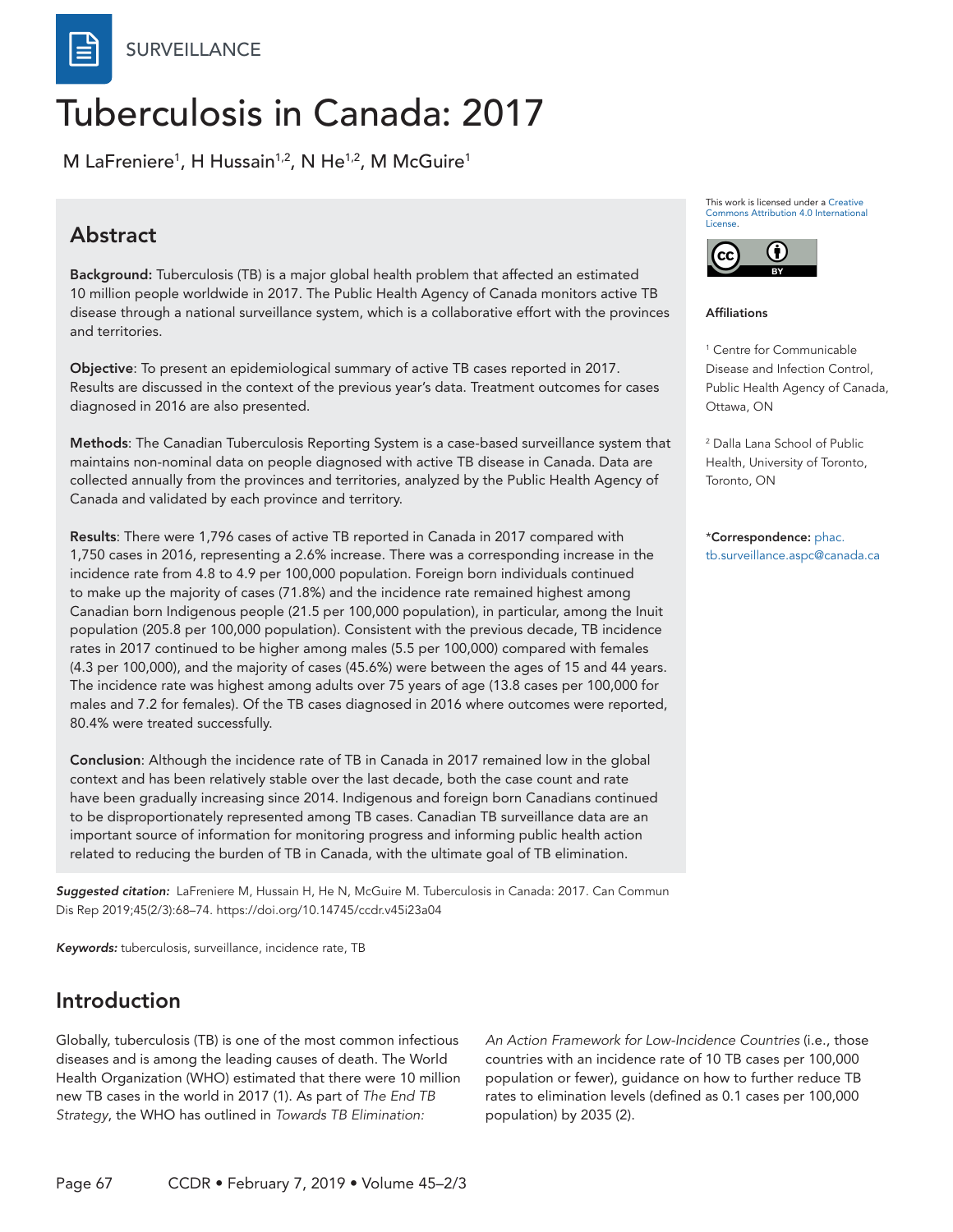SURVEILLANCE

# Tuberculosis in Canada: 2017

M LaFreniere[1], H Hussain[1,2], N He[1,2], M McGuire[1]

## Abstract

**Background:** Tuberculosis (TB) is a major global health problem that affected an estimated 10 million people worldwide in 2017. The Public Health Agency of Canada monitors active TB disease through a national surveillance system, which is a collaborative effort with the provinces and territories.

**Objective**: To present an epidemiological summary of active TB cases reported in 2017. Results are discussed in the context of the previous year's data. Treatment outcomes for cases diagnosed in 2016 are also presented.

**Methods**: The Canadian Tuberculosis Reporting System is a case-based surveillance system that maintains non-nominal data on people diagnosed with active TB disease in Canada. Data are collected annually from the provinces and territories, analyzed by the Public Health Agency of Canada and validated by each province and territory.

**Results**: There were 1,796 cases of active TB reported in Canada in 2017 compared with 1,750 cases in 2016, representing a 2.6% increase. There was a corresponding increase in the incidence rate from 4.8 to 4.9 per 100,000 population. Foreign born individuals continued to make up the majority of cases (71.8%) and the incidence rate remained highest among Canadian born Indigenous people (21.5 per 100,000 population), in particular, among the Inuit population (205.8 per 100,000 population). Consistent with the previous decade, TB incidence rates in 2017 continued to be higher among males (5.5 per 100,000) compared with females (4.3 per 100,000), and the majority of cases (45.6%) were between the ages of 15 and 44 years. The incidence rate was highest among adults over 75 years of age (13.8 cases per 100,000 for males and 7.2 for females). Of the TB cases diagnosed in 2016 where outcomes were reported, 80.4% were treated successfully.

**Conclusion**: Although the incidence rate of TB in Canada in 2017 remained low in the global context and has been relatively stable over the last decade, both the case count and rate have been gradually increasing since 2014. Indigenous and foreign born Canadians continued to be disproportionately represented among TB cases. Canadian TB surveillance data are an important source of information for monitoring progress and informing public health action related to reducing the burden of TB in Canada, with the ultimate goal of TB elimination.

This work is licensed under a Creative Commons Attribution 4.0 International License.

**Affiliations**

[1] Centre for Communicable Disease and Infection Control, Public Health Agency of Canada, Ottawa, ON

[2] Dalla Lana School of Public Health, University of Toronto, Toronto, ON

***Correspondence:** phac.tb.surveillance.aspc@canada.ca

***Suggested citation:*** LaFreniere M, Hussain H, He N, McGuire M. Tuberculosis in Canada: 2017. Can Commun Dis Rep 2019;45(2/3):68–74. https://doi.org/10.14745/ccdr.v45i23a04

***Keywords:*** tuberculosis, surveillance, incidence rate, TB

## Introduction

Globally, tuberculosis (TB) is one of the most common infectious diseases and is among the leading causes of death. The World Health Organization (WHO) estimated that there were 10 million new TB cases in the world in 2017 (1). As part of *The End TB Strategy*, the WHO has outlined in *Towards TB Elimination: An Action Framework for Low-Incidence Countries* (i.e., those countries with an incidence rate of 10 TB cases per 100,000 population or fewer), guidance on how to further reduce TB rates to elimination levels (defined as 0.1 cases per 100,000 population) by 2035 (2).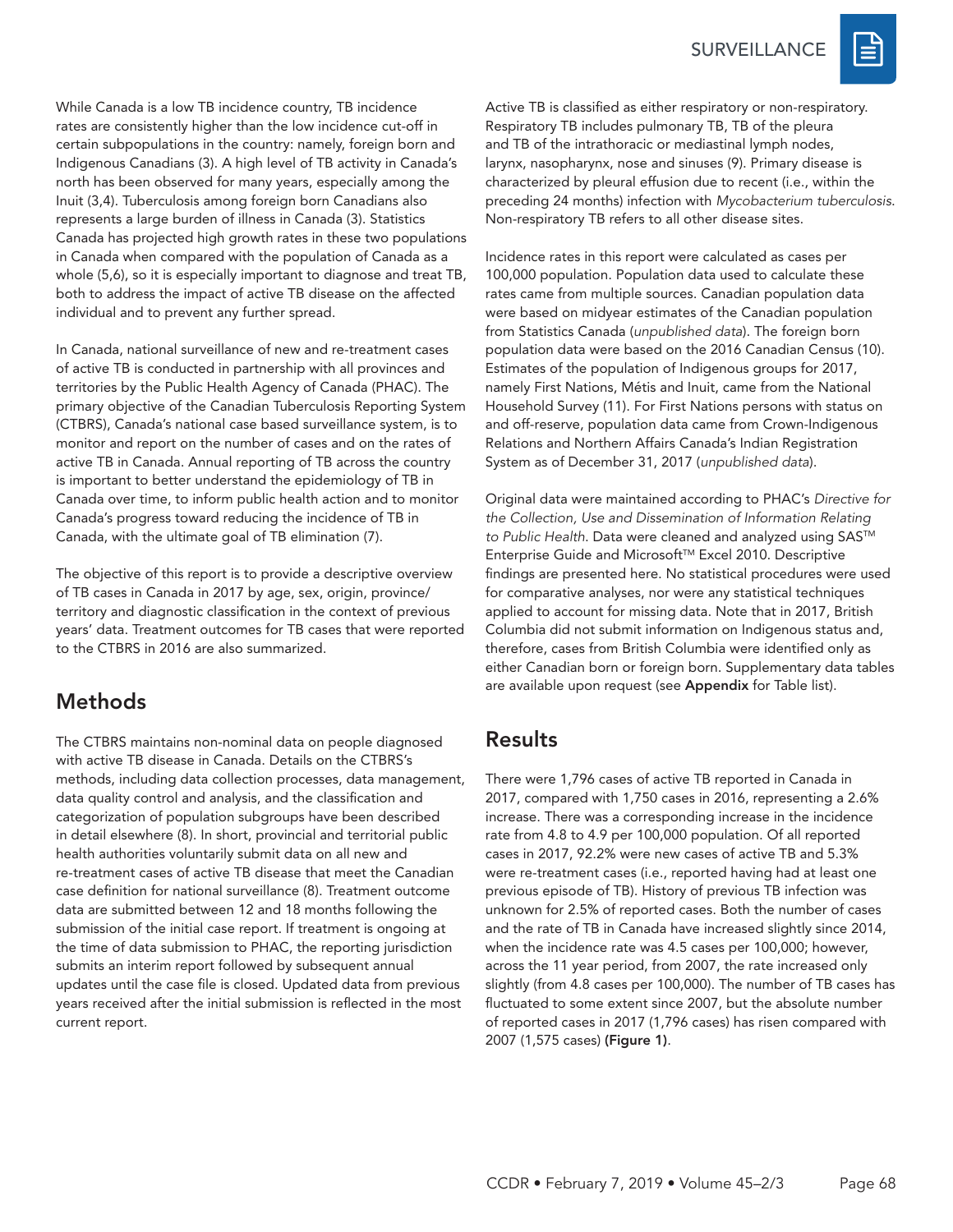While Canada is a low TB incidence country, TB incidence rates are consistently higher than the low incidence cut-off in certain subpopulations in the country: namely, foreign born and Indigenous Canadians (3). A high level of TB activity in Canada's north has been observed for many years, especially among the Inuit (3,4). Tuberculosis among foreign born Canadians also represents a large burden of illness in Canada (3). Statistics Canada has projected high growth rates in these two populations in Canada when compared with the population of Canada as a whole (5,6), so it is especially important to diagnose and treat TB, both to address the impact of active TB disease on the affected individual and to prevent any further spread.

In Canada, national surveillance of new and re-treatment cases of active TB is conducted in partnership with all provinces and territories by the Public Health Agency of Canada (PHAC). The primary objective of the Canadian Tuberculosis Reporting System (CTBRS), Canada's national case based surveillance system, is to monitor and report on the number of cases and on the rates of active TB in Canada. Annual reporting of TB across the country is important to better understand the epidemiology of TB in Canada over time, to inform public health action and to monitor Canada's progress toward reducing the incidence of TB in Canada, with the ultimate goal of TB elimination (7).

The objective of this report is to provide a descriptive overview of TB cases in Canada in 2017 by age, sex, origin, province/territory and diagnostic classification in the context of previous years' data. Treatment outcomes for TB cases that were reported to the CTBRS in 2016 are also summarized.

## Methods

The CTBRS maintains non-nominal data on people diagnosed with active TB disease in Canada. Details on the CTBRS's methods, including data collection processes, data management, data quality control and analysis, and the classification and categorization of population subgroups have been described in detail elsewhere (8). In short, provincial and territorial public health authorities voluntarily submit data on all new and re-treatment cases of active TB disease that meet the Canadian case definition for national surveillance (8). Treatment outcome data are submitted between 12 and 18 months following the submission of the initial case report. If treatment is ongoing at the time of data submission to PHAC, the reporting jurisdiction submits an interim report followed by subsequent annual updates until the case file is closed. Updated data from previous years received after the initial submission is reflected in the most current report.

Active TB is classified as either respiratory or non-respiratory. Respiratory TB includes pulmonary TB, TB of the pleura and TB of the intrathoracic or mediastinal lymph nodes, larynx, nasopharynx, nose and sinuses (9). Primary disease is characterized by pleural effusion due to recent (i.e., within the preceding 24 months) infection with *Mycobacterium tuberculosis*. Non-respiratory TB refers to all other disease sites.

Incidence rates in this report were calculated as cases per 100,000 population. Population data used to calculate these rates came from multiple sources. Canadian population data were based on midyear estimates of the Canadian population from Statistics Canada (*unpublished data*). The foreign born population data were based on the 2016 Canadian Census (10). Estimates of the population of Indigenous groups for 2017, namely First Nations, Métis and Inuit, came from the National Household Survey (11). For First Nations persons with status on and off-reserve, population data came from Crown-Indigenous Relations and Northern Affairs Canada's Indian Registration System as of December 31, 2017 (*unpublished data*).

Original data were maintained according to PHAC's *Directive for the Collection, Use and Dissemination of Information Relating to Public Health*. Data were cleaned and analyzed using SAS™ Enterprise Guide and Microsoft™ Excel 2010. Descriptive findings are presented here. No statistical procedures were used for comparative analyses, nor were any statistical techniques applied to account for missing data. Note that in 2017, British Columbia did not submit information on Indigenous status and, therefore, cases from British Columbia were identified only as either Canadian born or foreign born. Supplementary data tables are available upon request (see **Appendix** for Table list).

## Results

There were 1,796 cases of active TB reported in Canada in 2017, compared with 1,750 cases in 2016, representing a 2.6% increase. There was a corresponding increase in the incidence rate from 4.8 to 4.9 per 100,000 population. Of all reported cases in 2017, 92.2% were new cases of active TB and 5.3% were re-treatment cases (i.e., reported having had at least one previous episode of TB). History of previous TB infection was unknown for 2.5% of reported cases. Both the number of cases and the rate of TB in Canada have increased slightly since 2014, when the incidence rate was 4.5 cases per 100,000; however, across the 11 year period, from 2007, the rate increased only slightly (from 4.8 cases per 100,000). The number of TB cases has fluctuated to some extent since 2007, but the absolute number of reported cases in 2017 (1,796 cases) has risen compared with 2007 (1,575 cases) **(Figure 1)**.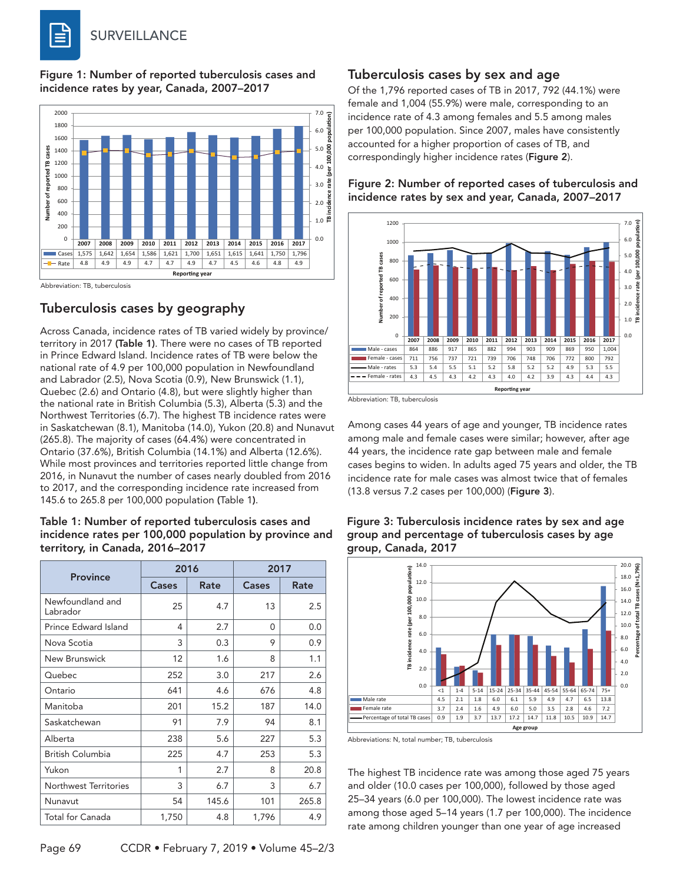**Figure 1: Number of reported tuberculosis cases and incidence rates by year, Canada, 2007–2017**

| Reporting year | 2007 | 2008 | 2009 | 2010 | 2011 | 2012 | 2013 | 2014 | 2015 | 2016 | 2017 |
|---|---|---|---|---|---|---|---|---|---|---|---|
| Cases | 1,575 | 1,642 | 1,654 | 1,586 | 1,621 | 1,700 | 1,651 | 1,615 | 1,641 | 1,750 | 1,796 |
| Rate | 4.8 | 4.9 | 4.9 | 4.7 | 4.7 | 4.9 | 4.7 | 4.5 | 4.6 | 4.8 | 4.9 |

Abbreviation: TB, tuberculosis

## Tuberculosis cases by geography

Across Canada, incidence rates of TB varied widely by province/territory in 2017 **(Table 1)**. There were no cases of TB reported in Prince Edward Island. Incidence rates of TB were below the national rate of 4.9 per 100,000 population in Newfoundland and Labrador (2.5), Nova Scotia (0.9), New Brunswick (1.1), Quebec (2.6) and Ontario (4.8), but were slightly higher than the national rate in British Columbia (5.3), Alberta (5.3) and the Northwest Territories (6.7). The highest TB incidence rates were in Saskatchewan (8.1), Manitoba (14.0), Yukon (20.8) and Nunavut (265.8). The majority of cases (64.4%) were concentrated in Ontario (37.6%), British Columbia (14.1%) and Alberta (12.6%). While most provinces and territories reported little change from 2016, in Nunavut the number of cases nearly doubled from 2016 to 2017, and the corresponding incidence rate increased from 145.6 to 265.8 per 100,000 population (Table 1).

**Table 1: Number of reported tuberculosis cases and incidence rates per 100,000 population by province and territory, in Canada, 2016–2017**

| Province | 2016 | | 2017 | |
|---|---|---|---|---|
| | Cases | Rate | Cases | Rate |
| Newfoundland and Labrador | 25 | 4.7 | 13 | 2.5 |
| Prince Edward Island | 4 | 2.7 | 0 | 0.0 |
| Nova Scotia | 3 | 0.3 | 9 | 0.9 |
| New Brunswick | 12 | 1.6 | 8 | 1.1 |
| Quebec | 252 | 3.0 | 217 | 2.6 |
| Ontario | 641 | 4.6 | 676 | 4.8 |
| Manitoba | 201 | 15.2 | 187 | 14.0 |
| Saskatchewan | 91 | 7.9 | 94 | 8.1 |
| Alberta | 238 | 5.6 | 227 | 5.3 |
| British Columbia | 225 | 4.7 | 253 | 5.3 |
| Yukon | 1 | 2.7 | 8 | 20.8 |
| Northwest Territories | 3 | 6.7 | 3 | 6.7 |
| Nunavut | 54 | 145.6 | 101 | 265.8 |
| Total for Canada | 1,750 | 4.8 | 1,796 | 4.9 |

## Tuberculosis cases by sex and age

Of the 1,796 reported cases of TB in 2017, 792 (44.1%) were female and 1,004 (55.9%) were male, corresponding to an incidence rate of 4.3 among females and 5.5 among males per 100,000 population. Since 2007, males have consistently accounted for a higher proportion of cases of TB, and correspondingly higher incidence rates (**Figure 2**).

**Figure 2: Number of reported cases of tuberculosis and incidence rates by sex and year, Canada, 2007–2017**

| Reporting year | 2007 | 2008 | 2009 | 2010 | 2011 | 2012 | 2013 | 2014 | 2015 | 2016 | 2017 |
|---|---|---|---|---|---|---|---|---|---|---|---|
| Male - cases | 864 | 886 | 917 | 865 | 882 | 994 | 903 | 909 | 869 | 950 | 1,004 |
| Female - cases | 711 | 756 | 737 | 721 | 739 | 706 | 748 | 706 | 772 | 800 | 792 |
| Male - rates | 5.3 | 5.4 | 5.5 | 5.1 | 5.2 | 5.8 | 5.2 | 5.2 | 4.9 | 5.3 | 5.5 |
| Female - rates | 4.3 | 4.5 | 4.3 | 4.2 | 4.3 | 4.0 | 4.2 | 3.9 | 4.3 | 4.4 | 4.3 |

Abbreviation: TB, tuberculosis

Among cases 44 years of age and younger, TB incidence rates among male and female cases were similar; however, after age 44 years, the incidence rate gap between male and female cases begins to widen. In adults aged 75 years and older, the TB incidence rate for male cases was almost twice that of females (13.8 versus 7.2 cases per 100,000) (**Figure 3**).

**Figure 3: Tuberculosis incidence rates by sex and age group and percentage of tuberculosis cases by age group, Canada, 2017**

| Age group | <1 | 1-4 | 5-14 | 15-24 | 25-34 | 35-44 | 45-54 | 55-64 | 65-74 | 75+ |
|---|---|---|---|---|---|---|---|---|---|---|
| Male rate | 4.5 | 2.1 | 1.8 | 6.0 | 6.1 | 5.9 | 4.9 | 4.7 | 6.5 | 13.8 |
| Female rate | 3.7 | 2.4 | 1.6 | 4.9 | 6.0 | 5.0 | 3.5 | 2.8 | 4.6 | 7.2 |
| Percentage of total TB cases | 0.9 | 1.9 | 3.7 | 13.7 | 17.2 | 14.7 | 11.8 | 10.5 | 10.9 | 14.7 |

Abbreviations: N, total number; TB, tuberculosis

The highest TB incidence rate was among those aged 75 years and older (10.0 cases per 100,000), followed by those aged 25–34 years (6.0 per 100,000). The lowest incidence rate was among those aged 5–14 years (1.7 per 100,000). The incidence rate among children younger than one year of age increased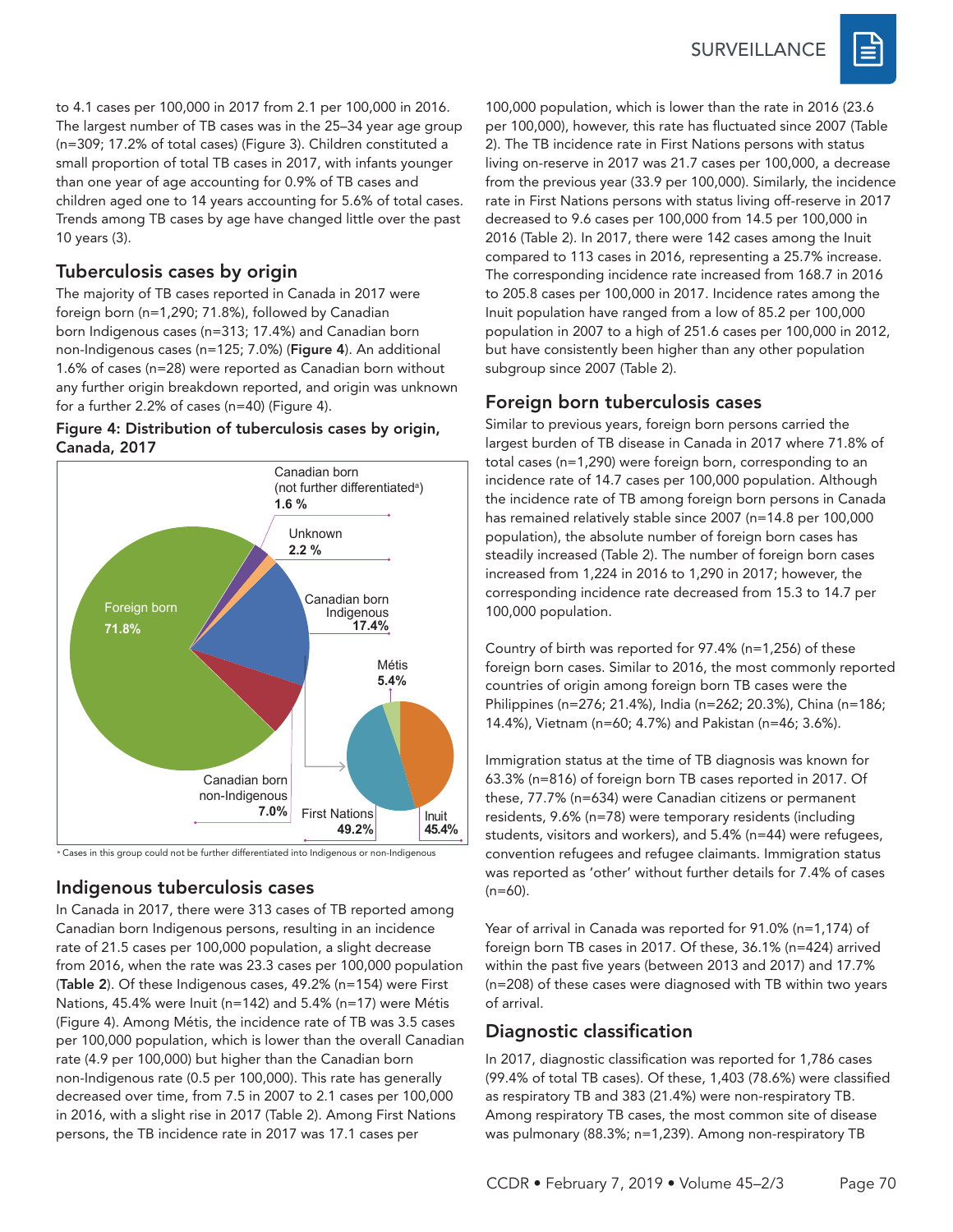to 4.1 cases per 100,000 in 2017 from 2.1 per 100,000 in 2016. The largest number of TB cases was in the 25–34 year age group (n=309; 17.2% of total cases) (Figure 3). Children constituted a small proportion of total TB cases in 2017, with infants younger than one year of age accounting for 0.9% of TB cases and children aged one to 14 years accounting for 5.6% of total cases. Trends among TB cases by age have changed little over the past 10 years (3).

## Tuberculosis cases by origin

The majority of TB cases reported in Canada in 2017 were foreign born (n=1,290; 71.8%), followed by Canadian born Indigenous cases (n=313; 17.4%) and Canadian born non-Indigenous cases (n=125; 7.0%) (**Figure 4**). An additional 1.6% of cases (n=28) were reported as Canadian born without any further origin breakdown reported, and origin was unknown for a further 2.2% of cases (n=40) (Figure 4).

**Figure 4: Distribution of tuberculosis cases by origin, Canada, 2017**

Foreign born 71.8%; Canadian born (not further differentiated[a]) 1.6 %; Unknown 2.2 %; Canadian born Indigenous 17.4%; Canadian born non-Indigenous 7.0%; Métis 5.4%; First Nations 49.2%; Inuit 45.4%

[a] Cases in this group could not be further differentiated into Indigenous or non-Indigenous

## Indigenous tuberculosis cases

In Canada in 2017, there were 313 cases of TB reported among Canadian born Indigenous persons, resulting in an incidence rate of 21.5 cases per 100,000 population, a slight decrease from 2016, when the rate was 23.3 cases per 100,000 population (**Table 2**). Of these Indigenous cases, 49.2% (n=154) were First Nations, 45.4% were Inuit (n=142) and 5.4% (n=17) were Métis (Figure 4). Among Métis, the incidence rate of TB was 3.5 cases per 100,000 population, which is lower than the overall Canadian rate (4.9 per 100,000) but higher than the Canadian born non-Indigenous rate (0.5 per 100,000). This rate has generally decreased over time, from 7.5 in 2007 to 2.1 cases per 100,000 in 2016, with a slight rise in 2017 (Table 2). Among First Nations persons, the TB incidence rate in 2017 was 17.1 cases per 100,000 population, which is lower than the rate in 2016 (23.6 per 100,000), however, this rate has fluctuated since 2007 (Table 2). The TB incidence rate in First Nations persons with status living on-reserve in 2017 was 21.7 cases per 100,000, a decrease from the previous year (33.9 per 100,000). Similarly, the incidence rate in First Nations persons with status living off-reserve in 2017 decreased to 9.6 cases per 100,000 from 14.5 per 100,000 in 2016 (Table 2). In 2017, there were 142 cases among the Inuit compared to 113 cases in 2016, representing a 25.7% increase. The corresponding incidence rate increased from 168.7 in 2016 to 205.8 cases per 100,000 in 2017. Incidence rates among the Inuit population have ranged from a low of 85.2 per 100,000 population in 2007 to a high of 251.6 cases per 100,000 in 2012, but have consistently been higher than any other population subgroup since 2007 (Table 2).

## Foreign born tuberculosis cases

Similar to previous years, foreign born persons carried the largest burden of TB disease in Canada in 2017 where 71.8% of total cases (n=1,290) were foreign born, corresponding to an incidence rate of 14.7 cases per 100,000 population. Although the incidence rate of TB among foreign born persons in Canada has remained relatively stable since 2007 (n=14.8 per 100,000 population), the absolute number of foreign born cases has steadily increased (Table 2). The number of foreign born cases increased from 1,224 in 2016 to 1,290 in 2017; however, the corresponding incidence rate decreased from 15.3 to 14.7 per 100,000 population.

Country of birth was reported for 97.4% (n=1,256) of these foreign born cases. Similar to 2016, the most commonly reported countries of origin among foreign born TB cases were the Philippines (n=276; 21.4%), India (n=262; 20.3%), China (n=186; 14.4%), Vietnam (n=60; 4.7%) and Pakistan (n=46; 3.6%).

Immigration status at the time of TB diagnosis was known for 63.3% (n=816) of foreign born TB cases reported in 2017. Of these, 77.7% (n=634) were Canadian citizens or permanent residents, 9.6% (n=78) were temporary residents (including students, visitors and workers), and 5.4% (n=44) were refugees, convention refugees and refugee claimants. Immigration status was reported as 'other' without further details for 7.4% of cases (n=60).

Year of arrival in Canada was reported for 91.0% (n=1,174) of foreign born TB cases in 2017. Of these, 36.1% (n=424) arrived within the past five years (between 2013 and 2017) and 17.7% (n=208) of these cases were diagnosed with TB within two years of arrival.

## Diagnostic classification

In 2017, diagnostic classification was reported for 1,786 cases (99.4% of total TB cases). Of these, 1,403 (78.6%) were classified as respiratory TB and 383 (21.4%) were non-respiratory TB. Among respiratory TB cases, the most common site of disease was pulmonary (88.3%; n=1,239). Among non-respiratory TB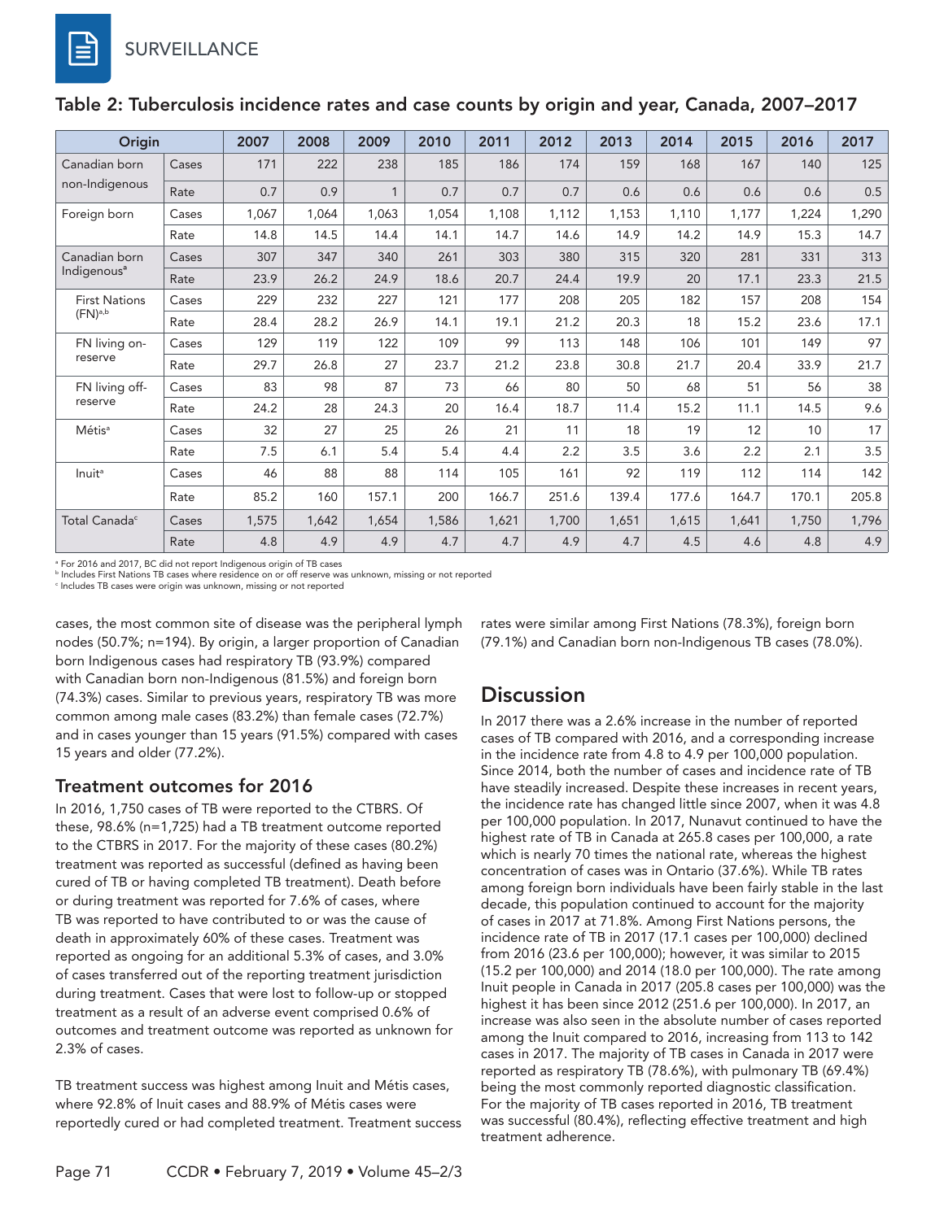## Table 2: Tuberculosis incidence rates and case counts by origin and year, Canada, 2007–2017

| Origin | | 2007 | 2008 | 2009 | 2010 | 2011 | 2012 | 2013 | 2014 | 2015 | 2016 | 2017 |
|---|---|---|---|---|---|---|---|---|---|---|---|---|
| Canadian born non-Indigenous | Cases | 171 | 222 | 238 | 185 | 186 | 174 | 159 | 168 | 167 | 140 | 125 |
| | Rate | 0.7 | 0.9 | 1 | 0.7 | 0.7 | 0.7 | 0.6 | 0.6 | 0.6 | 0.6 | 0.5 |
| Foreign born | Cases | 1,067 | 1,064 | 1,063 | 1,054 | 1,108 | 1,112 | 1,153 | 1,110 | 1,177 | 1,224 | 1,290 |
| | Rate | 14.8 | 14.5 | 14.4 | 14.1 | 14.7 | 14.6 | 14.9 | 14.2 | 14.9 | 15.3 | 14.7 |
| Canadian born Indigenous[a] | Cases | 307 | 347 | 340 | 261 | 303 | 380 | 315 | 320 | 281 | 331 | 313 |
| | Rate | 23.9 | 26.2 | 24.9 | 18.6 | 20.7 | 24.4 | 19.9 | 20 | 17.1 | 23.3 | 21.5 |
| First Nations (FN)[a,b] | Cases | 229 | 232 | 227 | 121 | 177 | 208 | 205 | 182 | 157 | 208 | 154 |
| | Rate | 28.4 | 28.2 | 26.9 | 14.1 | 19.1 | 21.2 | 20.3 | 18 | 15.2 | 23.6 | 17.1 |
| FN living on-reserve | Cases | 129 | 119 | 122 | 109 | 99 | 113 | 148 | 106 | 101 | 149 | 97 |
| | Rate | 29.7 | 26.8 | 27 | 23.7 | 21.2 | 23.8 | 30.8 | 21.7 | 20.4 | 33.9 | 21.7 |
| FN living off-reserve | Cases | 83 | 98 | 87 | 73 | 66 | 80 | 50 | 68 | 51 | 56 | 38 |
| | Rate | 24.2 | 28 | 24.3 | 20 | 16.4 | 18.7 | 11.4 | 15.2 | 11.1 | 14.5 | 9.6 |
| Métis[a] | Cases | 32 | 27 | 25 | 26 | 21 | 11 | 18 | 19 | 12 | 10 | 17 |
| | Rate | 7.5 | 6.1 | 5.4 | 5.4 | 4.4 | 2.2 | 3.5 | 3.6 | 2.2 | 2.1 | 3.5 |
| Inuit[a] | Cases | 46 | 88 | 88 | 114 | 105 | 161 | 92 | 119 | 112 | 114 | 142 |
| | Rate | 85.2 | 160 | 157.1 | 200 | 166.7 | 251.6 | 139.4 | 177.6 | 164.7 | 170.1 | 205.8 |
| Total Canada[c] | Cases | 1,575 | 1,642 | 1,654 | 1,586 | 1,621 | 1,700 | 1,651 | 1,615 | 1,641 | 1,750 | 1,796 |
| | Rate | 4.8 | 4.9 | 4.9 | 4.7 | 4.7 | 4.9 | 4.7 | 4.5 | 4.6 | 4.8 | 4.9 |

[a] For 2016 and 2017, BC did not report Indigenous origin of TB cases
[b] Includes First Nations TB cases where residence on or off reserve was unknown, missing or not reported
[c] Includes TB cases were origin was unknown, missing or not reported

cases, the most common site of disease was the peripheral lymph nodes (50.7%; n=194). By origin, a larger proportion of Canadian born Indigenous cases had respiratory TB (93.9%) compared with Canadian born non-Indigenous (81.5%) and foreign born (74.3%) cases. Similar to previous years, respiratory TB was more common among male cases (83.2%) than female cases (72.7%) and in cases younger than 15 years (91.5%) compared with cases 15 years and older (77.2%).

### Treatment outcomes for 2016

In 2016, 1,750 cases of TB were reported to the CTBRS. Of these, 98.6% (n=1,725) had a TB treatment outcome reported to the CTBRS in 2017. For the majority of these cases (80.2%) treatment was reported as successful (defined as having been cured of TB or having completed TB treatment). Death before or during treatment was reported for 7.6% of cases, where TB was reported to have contributed to or was the cause of death in approximately 60% of these cases. Treatment was reported as ongoing for an additional 5.3% of cases, and 3.0% of cases transferred out of the reporting treatment jurisdiction during treatment. Cases that were lost to follow-up or stopped treatment as a result of an adverse event comprised 0.6% of outcomes and treatment outcome was reported as unknown for 2.3% of cases.

TB treatment success was highest among Inuit and Métis cases, where 92.8% of Inuit cases and 88.9% of Métis cases were reportedly cured or had completed treatment. Treatment success rates were similar among First Nations (78.3%), foreign born (79.1%) and Canadian born non-Indigenous TB cases (78.0%).

## Discussion

In 2017 there was a 2.6% increase in the number of reported cases of TB compared with 2016, and a corresponding increase in the incidence rate from 4.8 to 4.9 per 100,000 population. Since 2014, both the number of cases and incidence rate of TB have steadily increased. Despite these increases in recent years, the incidence rate has changed little since 2007, when it was 4.8 per 100,000 population. In 2017, Nunavut continued to have the highest rate of TB in Canada at 265.8 cases per 100,000, a rate which is nearly 70 times the national rate, whereas the highest concentration of cases was in Ontario (37.6%). While TB rates among foreign born individuals have been fairly stable in the last decade, this population continued to account for the majority of cases in 2017 at 71.8%. Among First Nations persons, the incidence rate of TB in 2017 (17.1 cases per 100,000) declined from 2016 (23.6 per 100,000); however, it was similar to 2015 (15.2 per 100,000) and 2014 (18.0 per 100,000). The rate among Inuit people in Canada in 2017 (205.8 cases per 100,000) was the highest it has been since 2012 (251.6 per 100,000). In 2017, an increase was also seen in the absolute number of cases reported among the Inuit compared to 2016, increasing from 113 to 142 cases in 2017. The majority of TB cases in Canada in 2017 were reported as respiratory TB (78.6%), with pulmonary TB (69.4%) being the most commonly reported diagnostic classification. For the majority of TB cases reported in 2016, TB treatment was successful (80.4%), reflecting effective treatment and high treatment adherence.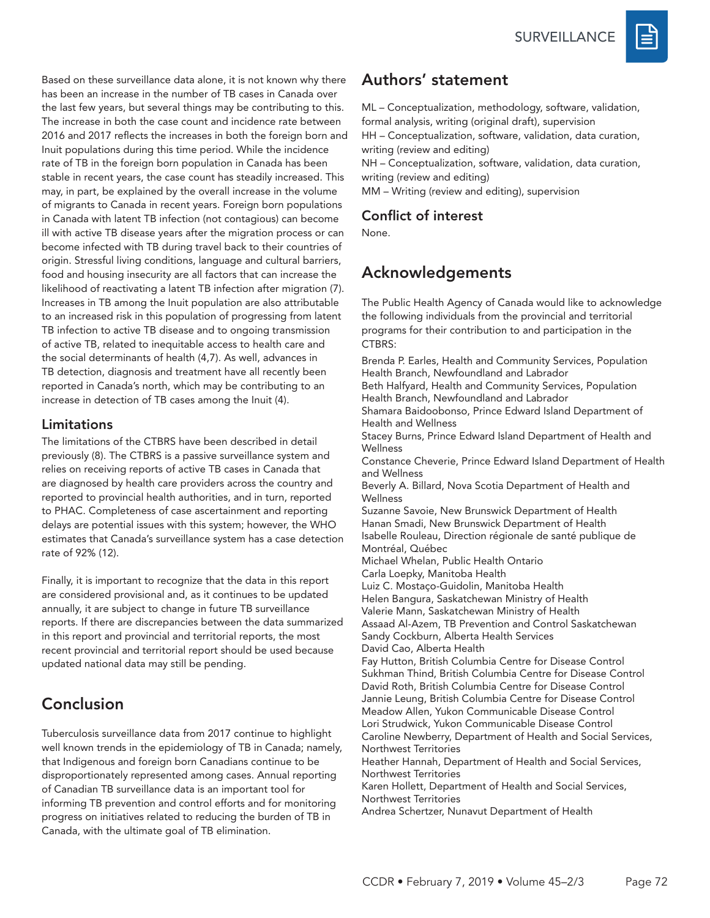Based on these surveillance data alone, it is not known why there has been an increase in the number of TB cases in Canada over the last few years, but several things may be contributing to this. The increase in both the case count and incidence rate between 2016 and 2017 reflects the increases in both the foreign born and Inuit populations during this time period. While the incidence rate of TB in the foreign born population in Canada has been stable in recent years, the case count has steadily increased. This may, in part, be explained by the overall increase in the volume of migrants to Canada in recent years. Foreign born populations in Canada with latent TB infection (not contagious) can become ill with active TB disease years after the migration process or can become infected with TB during travel back to their countries of origin. Stressful living conditions, language and cultural barriers, food and housing insecurity are all factors that can increase the likelihood of reactivating a latent TB infection after migration (7). Increases in TB among the Inuit population are also attributable to an increased risk in this population of progressing from latent TB infection to active TB disease and to ongoing transmission of active TB, related to inequitable access to health care and the social determinants of health (4,7). As well, advances in TB detection, diagnosis and treatment have all recently been reported in Canada's north, which may be contributing to an increase in detection of TB cases among the Inuit (4).

### Limitations

The limitations of the CTBRS have been described in detail previously (8). The CTBRS is a passive surveillance system and relies on receiving reports of active TB cases in Canada that are diagnosed by health care providers across the country and reported to provincial health authorities, and in turn, reported to PHAC. Completeness of case ascertainment and reporting delays are potential issues with this system; however, the WHO estimates that Canada's surveillance system has a case detection rate of 92% (12).

Finally, it is important to recognize that the data in this report are considered provisional and, as it continues to be updated annually, it are subject to change in future TB surveillance reports. If there are discrepancies between the data summarized in this report and provincial and territorial reports, the most recent provincial and territorial report should be used because updated national data may still be pending.

## Conclusion

Tuberculosis surveillance data from 2017 continue to highlight well known trends in the epidemiology of TB in Canada; namely, that Indigenous and foreign born Canadians continue to be disproportionately represented among cases. Annual reporting of Canadian TB surveillance data is an important tool for informing TB prevention and control efforts and for monitoring progress on initiatives related to reducing the burden of TB in Canada, with the ultimate goal of TB elimination.

## Authors' statement

ML – Conceptualization, methodology, software, validation, formal analysis, writing (original draft), supervision
HH – Conceptualization, software, validation, data curation, writing (review and editing)
NH – Conceptualization, software, validation, data curation, writing (review and editing)
MM – Writing (review and editing), supervision

### Conflict of interest

None.

## Acknowledgements

The Public Health Agency of Canada would like to acknowledge the following individuals from the provincial and territorial programs for their contribution to and participation in the CTBRS:

Brenda P. Earles, Health and Community Services, Population Health Branch, Newfoundland and Labrador
Beth Halfyard, Health and Community Services, Population Health Branch, Newfoundland and Labrador
Shamara Baidoobonso, Prince Edward Island Department of Health and Wellness
Stacey Burns, Prince Edward Island Department of Health and Wellness
Constance Cheverie, Prince Edward Island Department of Health and Wellness
Beverly A. Billard, Nova Scotia Department of Health and Wellness
Suzanne Savoie, New Brunswick Department of Health
Hanan Smadi, New Brunswick Department of Health
Isabelle Rouleau, Direction régionale de santé publique de Montréal, Québec
Michael Whelan, Public Health Ontario
Carla Loepky, Manitoba Health
Luiz C. Mostaço-Guidolin, Manitoba Health
Helen Bangura, Saskatchewan Ministry of Health
Valerie Mann, Saskatchewan Ministry of Health
Assaad Al-Azem, TB Prevention and Control Saskatchewan
Sandy Cockburn, Alberta Health Services
David Cao, Alberta Health
Fay Hutton, British Columbia Centre for Disease Control
Sukhman Thind, British Columbia Centre for Disease Control
David Roth, British Columbia Centre for Disease Control
Jannie Leung, British Columbia Centre for Disease Control
Meadow Allen, Yukon Communicable Disease Control
Lori Strudwick, Yukon Communicable Disease Control
Caroline Newberry, Department of Health and Social Services, Northwest Territories
Heather Hannah, Department of Health and Social Services, Northwest Territories
Karen Hollett, Department of Health and Social Services, Northwest Territories
Andrea Schertzer, Nunavut Department of Health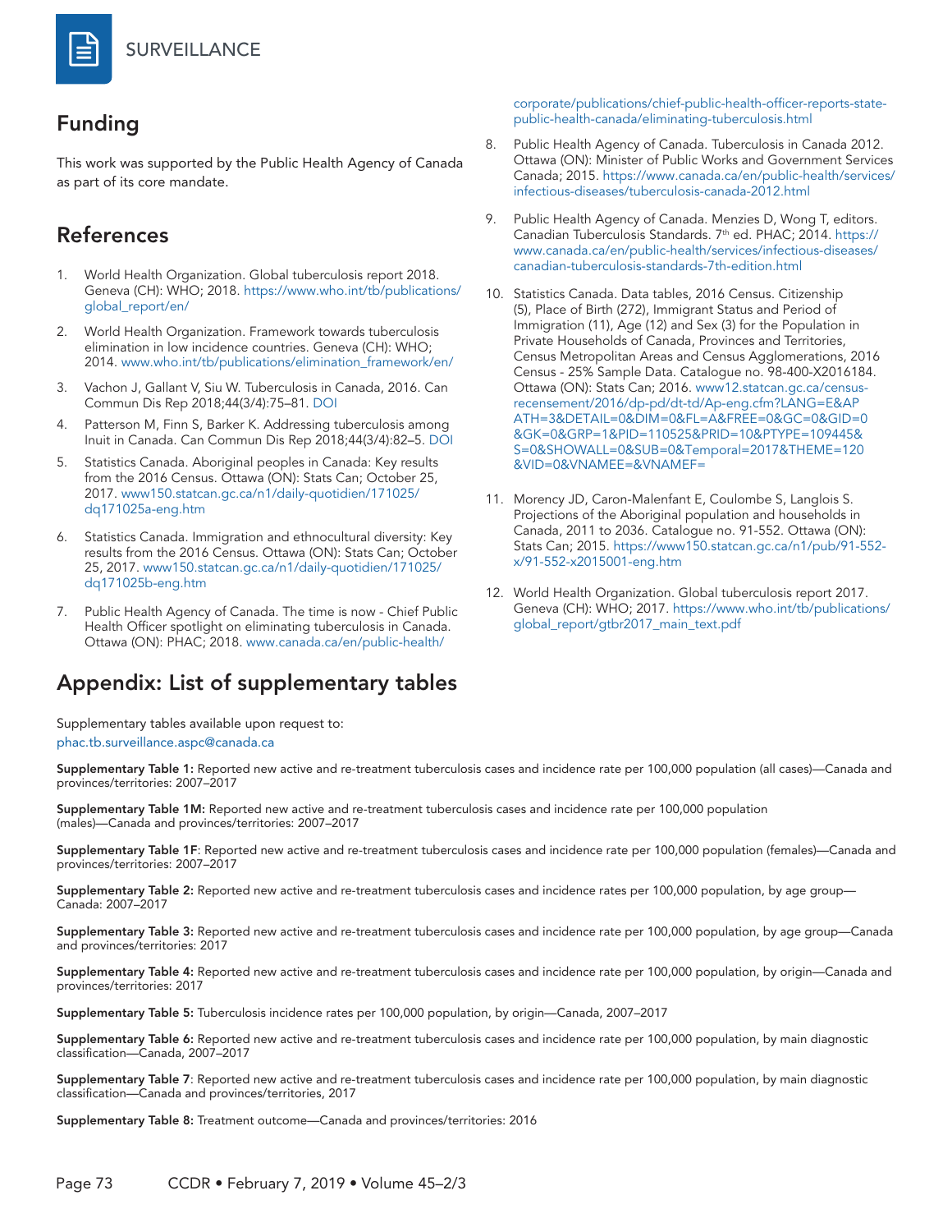## Funding

This work was supported by the Public Health Agency of Canada as part of its core mandate.

## References

1. World Health Organization. Global tuberculosis report 2018. Geneva (CH): WHO; 2018. https://www.who.int/tb/publications/global_report/en/
2. World Health Organization. Framework towards tuberculosis elimination in low incidence countries. Geneva (CH): WHO; 2014. www.who.int/tb/publications/elimination_framework/en/
3. Vachon J, Gallant V, Siu W. Tuberculosis in Canada, 2016. Can Commun Dis Rep 2018;44(3/4):75–81. DOI
4. Patterson M, Finn S, Barker K. Addressing tuberculosis among Inuit in Canada. Can Commun Dis Rep 2018;44(3/4):82–5. DOI
5. Statistics Canada. Aboriginal peoples in Canada: Key results from the 2016 Census. Ottawa (ON): Stats Can; October 25, 2017. www150.statcan.gc.ca/n1/daily-quotidien/171025/dq171025a-eng.htm
6. Statistics Canada. Immigration and ethnocultural diversity: Key results from the 2016 Census. Ottawa (ON): Stats Can; October 25, 2017. www150.statcan.gc.ca/n1/daily-quotidien/171025/dq171025b-eng.htm
7. Public Health Agency of Canada. The time is now - Chief Public Health Officer spotlight on eliminating tuberculosis in Canada. Ottawa (ON): PHAC; 2018. www.canada.ca/en/public-health/corporate/publications/chief-public-health-officer-reports-state-public-health-canada/eliminating-tuberculosis.html
8. Public Health Agency of Canada. Tuberculosis in Canada 2012. Ottawa (ON): Minister of Public Works and Government Services Canada; 2015. https://www.canada.ca/en/public-health/services/infectious-diseases/tuberculosis-canada-2012.html
9. Public Health Agency of Canada. Menzies D, Wong T, editors. Canadian Tuberculosis Standards. 7th ed. PHAC; 2014. https://www.canada.ca/en/public-health/services/infectious-diseases/canadian-tuberculosis-standards-7th-edition.html
10. Statistics Canada. Data tables, 2016 Census. Citizenship (5), Place of Birth (272), Immigrant Status and Period of Immigration (11), Age (12) and Sex (3) for the Population in Private Households of Canada, Provinces and Territories, Census Metropolitan Areas and Census Agglomerations, 2016 Census - 25% Sample Data. Catalogue no. 98-400-X2016184. Ottawa (ON): Stats Can; 2016. www12.statcan.gc.ca/census-recensement/2016/dp-pd/dt-td/Ap-eng.cfm?LANG=E&APATH=3&DETAIL=0&DIM=0&FL=A&FREE=0&GC=0&GID=0&GK=0&GRP=1&PID=110525&PRID=10&PTYPE=109445&S=0&SHOWALL=0&SUB=0&Temporal=2017&THEME=120&VID=0&VNAMEE=&VNAMEF=
11. Morency JD, Caron-Malenfant E, Coulombe S, Langlois S. Projections of the Aboriginal population and households in Canada, 2011 to 2036. Catalogue no. 91-552. Ottawa (ON): Stats Can; 2015. https://www150.statcan.gc.ca/n1/pub/91-552-x/91-552-x2015001-eng.htm
12. World Health Organization. Global tuberculosis report 2017. Geneva (CH): WHO; 2017. https://www.who.int/tb/publications/global_report/gtbr2017_main_text.pdf

## Appendix: List of supplementary tables

Supplementary tables available upon request to: phac.tb.surveillance.aspc@canada.ca

**Supplementary Table 1:** Reported new active and re-treatment tuberculosis cases and incidence rate per 100,000 population (all cases)—Canada and provinces/territories: 2007–2017

**Supplementary Table 1M:** Reported new active and re-treatment tuberculosis cases and incidence rate per 100,000 population (males)—Canada and provinces/territories: 2007–2017

**Supplementary Table 1F**: Reported new active and re-treatment tuberculosis cases and incidence rate per 100,000 population (females)—Canada and provinces/territories: 2007–2017

**Supplementary Table 2:** Reported new active and re-treatment tuberculosis cases and incidence rates per 100,000 population, by age group—Canada: 2007–2017

**Supplementary Table 3:** Reported new active and re-treatment tuberculosis cases and incidence rate per 100,000 population, by age group—Canada and provinces/territories: 2017

**Supplementary Table 4:** Reported new active and re-treatment tuberculosis cases and incidence rate per 100,000 population, by origin—Canada and provinces/territories: 2017

**Supplementary Table 5:** Tuberculosis incidence rates per 100,000 population, by origin—Canada, 2007–2017

**Supplementary Table 6:** Reported new active and re-treatment tuberculosis cases and incidence rate per 100,000 population, by main diagnostic classification—Canada, 2007–2017

**Supplementary Table 7**: Reported new active and re-treatment tuberculosis cases and incidence rate per 100,000 population, by main diagnostic classification—Canada and provinces/territories, 2017

**Supplementary Table 8:** Treatment outcome—Canada and provinces/territories: 2016